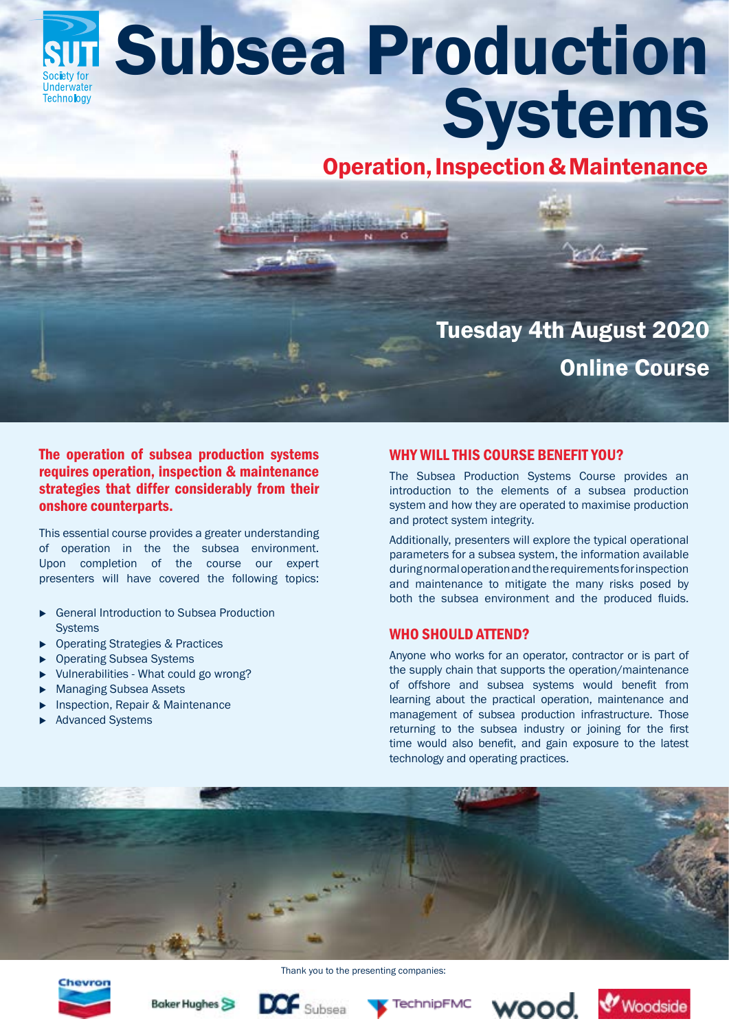SUT Society for Underwater Technology

# Subsea Production Systems

## Operation, Inspection & Maintenance

**Tuesday 4th August 2020**

**Online Course**

**The operation of subsea production systems requires operation, inspection & maintenance strategies that differ considerably from their onshore counterparts.**

This essential course provides a greater understanding of operation in the the subsea environment. Upon completion of the course our expert presenters will have covered the following topics:

- General Introduction to Subsea Production Systems
- Operating Strategies & Practices
- Operating Subsea Systems
- Vulnerabilities - What could go wrong?
- Managing Subsea Assets
- Inspection, Repair & Maintenance
- Advanced Systems

### WHY WILL THIS COURSE BENEFIT YOU?

The Subsea Production Systems Course provides an introduction to the elements of a subsea production system and how they are operated to maximise production and protect system integrity.

Additionally, presenters will explore the typical operational parameters for a subsea system, the information available during normal operation and the requirements for inspection and maintenance to mitigate the many risks posed by both the subsea environment and the produced fluids.

### WHO SHOULD ATTEND?

Anyone who works for an operator, contractor or is part of the supply chain that supports the operation/maintenance of offshore and subsea systems would benefit from learning about the practical operation, maintenance and management of subsea production infrastructure. Those returning to the subsea industry or joining for the first time would also benefit, and gain exposure to the latest technology and operating practices.

Thank you to the presenting companies:

Chevron | Baker Hughes | DOF Subsea | TechnipFMC | wood. | Woodside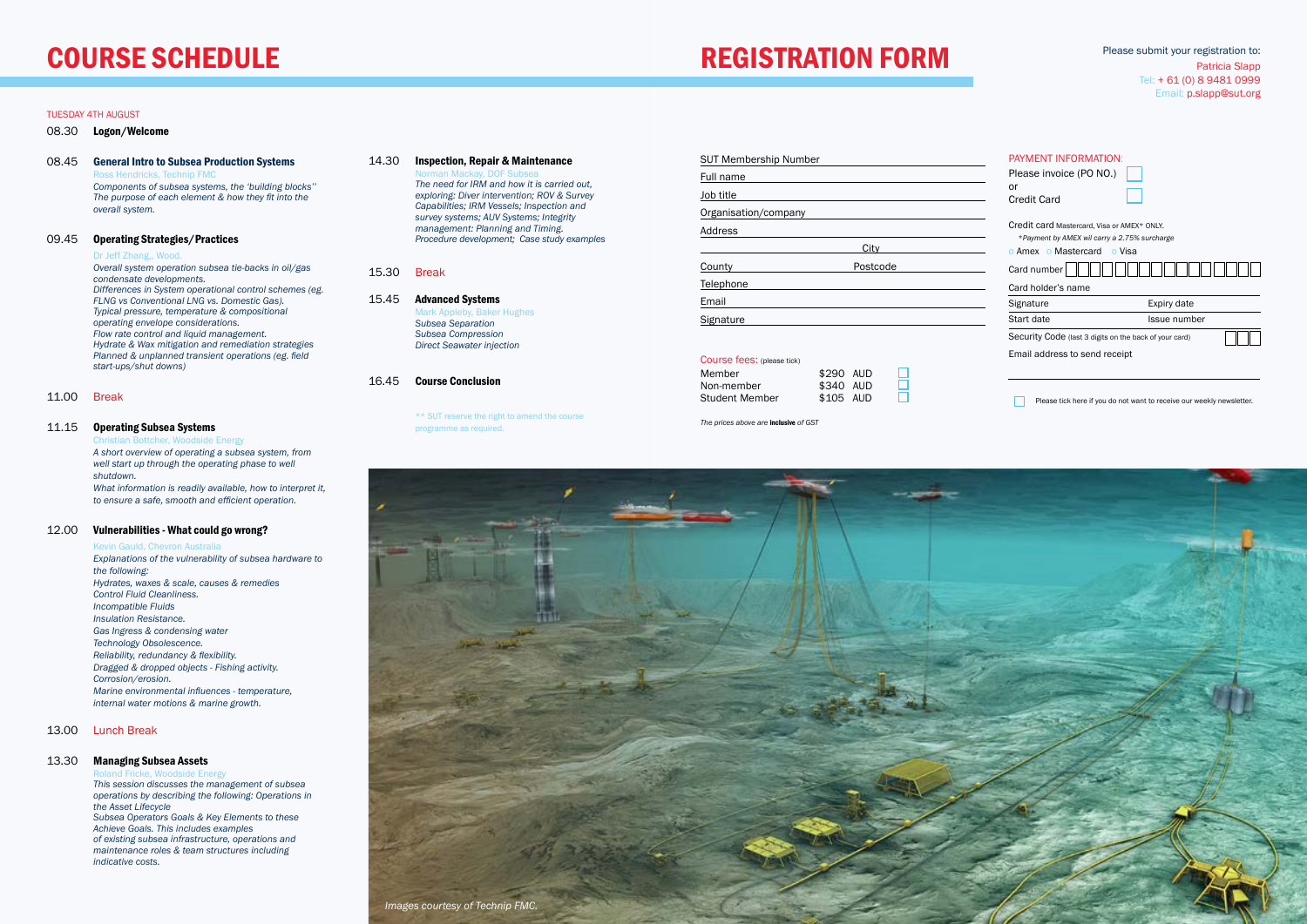# COURSE SCHEDULE

TUESDAY 4TH AUGUST

08.30 **Logon/Welcome**

08.45 **General Intro to Subsea Production Systems**
Ross Hendricks, Technip FMC
*Components of subsea systems, the 'building blocks''*
*The purpose of each element & how they fit into the overall system.*

09.45 **Operating Strategies/Practices**
Dr Jeff Zhang,, Wood.
*Overall system operation subsea tie-backs in oil/gas condensate developments.*
*Differences in System operational control schemes (eg. FLNG vs Conventional LNG vs. Domestic Gas).*
*Typical pressure, temperature & compositional operating envelope considerations.*
*Flow rate control and liquid management.*
*Hydrate & Wax mitigation and remediation strategies*
*Planned & unplanned transient operations (eg. field start-ups/shut downs)*

11.00 Break

11.15 **Operating Subsea Systems**
Christian Bottcher, Woodside Energy
*A short overview of operating a subsea system, from well start up through the operating phase to well shutdown.*
*What information is readily available, how to interpret it, to ensure a safe, smooth and efficient operation.*

12.00 **Vulnerabilities - What could go wrong?**
Kevin Gauld, Chevron Australia
*Explanations of the vulnerability of subsea hardware to the following:*
*Hydrates, waxes & scale, causes & remedies*
*Control Fluid Cleanliness.*
*Incompatible Fluids*
*Insulation Resistance.*
*Gas Ingress & condensing water*
*Technology Obsolescence.*
*Reliability, redundancy & flexibility.*
*Dragged & dropped objects - Fishing activity.*
*Corrosion/erosion.*
*Marine environmental influences - temperature, internal water motions & marine growth.*

13.00 Lunch Break

13.30 **Managing Subsea Assets**
Roland Fricke, Woodside Energy
*This session discusses the management of subsea operations by describing the following: Operations in the Asset Lifecycle*
*Subsea Operators Goals & Key Elements to these Achieve Goals. This includes examples of existing subsea infrastructure, operations and maintenance roles & team structures including indicative costs.*

14.30 **Inspection, Repair & Maintenance**
Norman Mackay, DOF Subsea
*The need for IRM and how it is carried out, exploring: Diver intervention; ROV & Survey Capabilities; IRM Vessels; Inspection and survey systems; AUV Systems; Integrity management: Planning and Timing.*
*Procedure development; Case study examples*

15.30 Break

15.45 **Advanced Systems**
Mark Appleby, Baker Hughes
*Subsea Separation*
*Subsea Compression*
*Direct Seawater injection*

16.45 **Course Conclusion**

** SUT reserve the right to amend the course programme as required.

# REGISTRATION FORM

Please submit your registration to:
Patricia Slapp
Tel: + 61 (0) 8 9481 0999
Email: p.slapp@sut.org

SUT Membership Number
Full name
Job title
Organisation/company
Address
City
County Postcode
Telephone
Email
Signature

Course fees: (please tick)

| | | |
|---|---|---|
| Member | $290 AUD | ☐ |
| Non-member | $340 AUD | ☐ |
| Student Member | $105 AUD | ☐ |

*The prices above are* **inclusive** *of GST*

PAYMENT INFORMATION:
Please invoice (PO NO.) ☐
or
Credit Card ☐

Credit card Mastercard, Visa or AMEX* ONLY.
*\*Payment by AMEX wil carry a 2.75% surcharge*
o Amex o Mastercard o Visa

Card number
Card holder's name
Signature Expiry date
Start date Issue number
Security Code (last 3 digits on the back of your card)
Email address to send receipt

☐ Please tick here if you do not want to receive our weekly newsletter.

*Images courtesy of Technip FMC.*